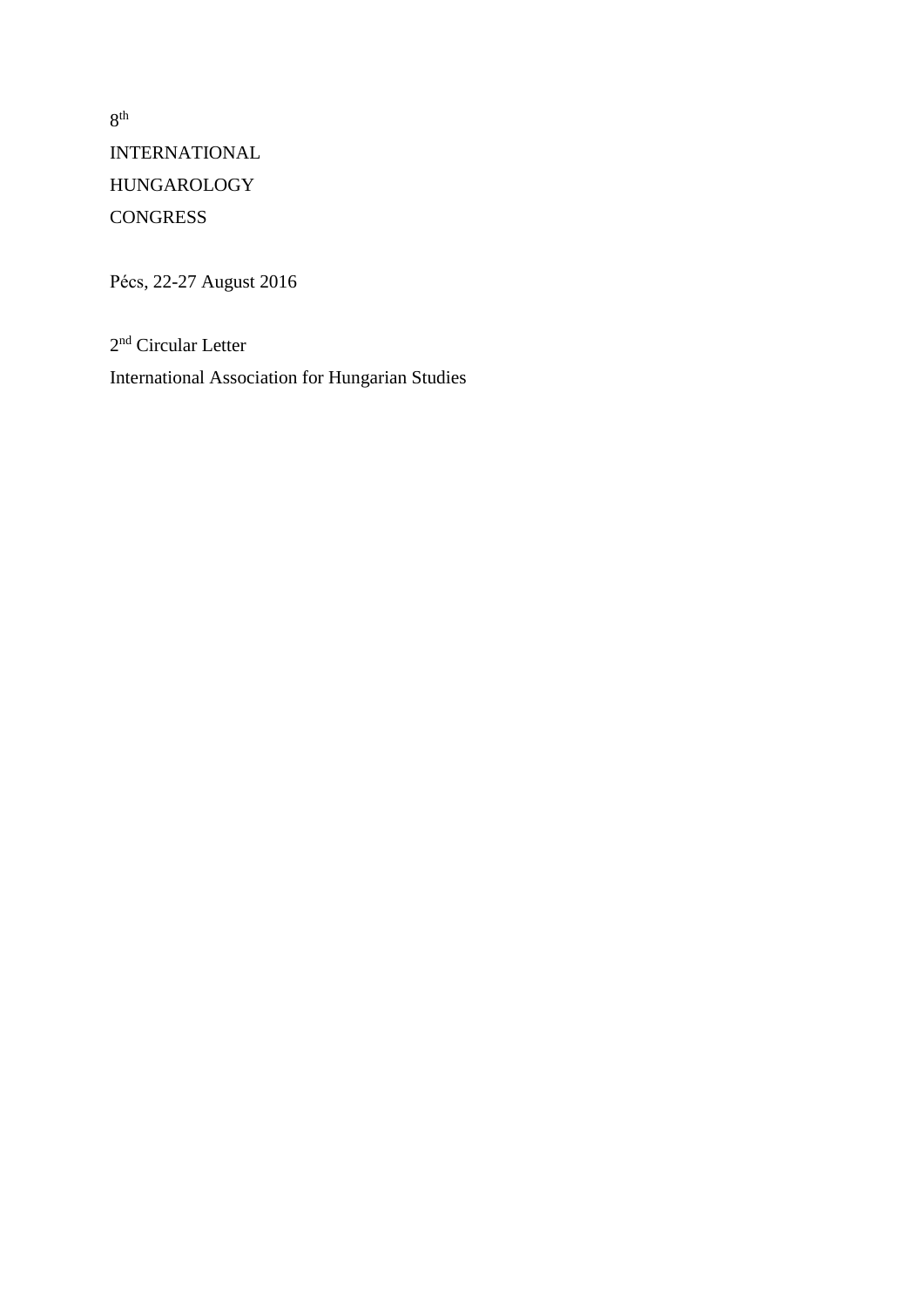8th

INTERNATIONAL

HUNGAROLOGY

CONGRESS

Pécs, 22-27 August 2016

2nd Circular Letter

International Association for Hungarian Studies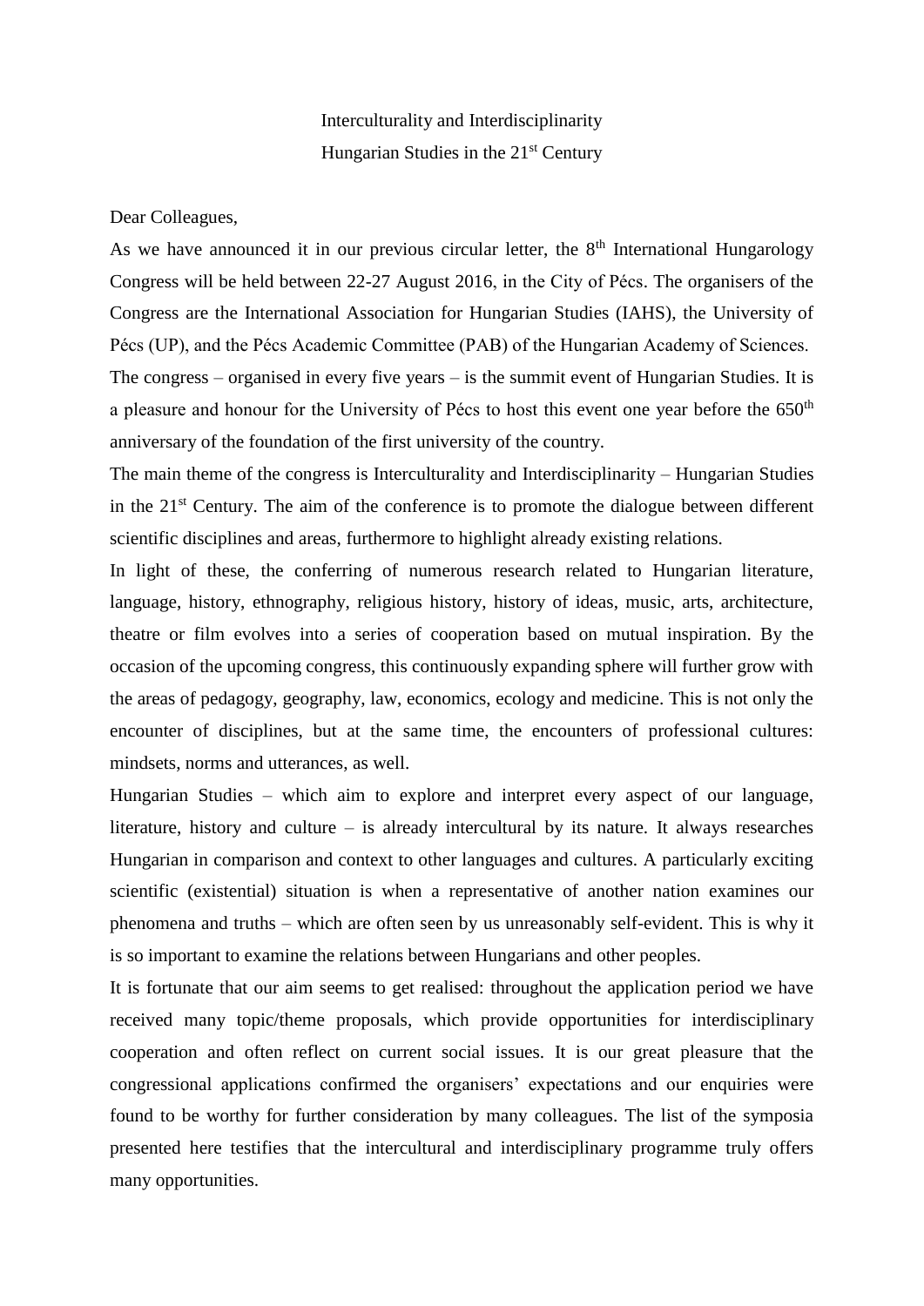Interculturality and Interdisciplinarity
Hungarian Studies in the 21st Century

Dear Colleagues,

As we have announced it in our previous circular letter, the 8th International Hungarology Congress will be held between 22-27 August 2016, in the City of Pécs. The organisers of the Congress are the International Association for Hungarian Studies (IAHS), the University of Pécs (UP), and the Pécs Academic Committee (PAB) of the Hungarian Academy of Sciences.

The congress – organised in every five years – is the summit event of Hungarian Studies. It is a pleasure and honour for the University of Pécs to host this event one year before the 650th anniversary of the foundation of the first university of the country.

The main theme of the congress is Interculturality and Interdisciplinarity – Hungarian Studies in the 21st Century. The aim of the conference is to promote the dialogue between different scientific disciplines and areas, furthermore to highlight already existing relations.

In light of these, the conferring of numerous research related to Hungarian literature, language, history, ethnography, religious history, history of ideas, music, arts, architecture, theatre or film evolves into a series of cooperation based on mutual inspiration. By the occasion of the upcoming congress, this continuously expanding sphere will further grow with the areas of pedagogy, geography, law, economics, ecology and medicine. This is not only the encounter of disciplines, but at the same time, the encounters of professional cultures: mindsets, norms and utterances, as well.

Hungarian Studies – which aim to explore and interpret every aspect of our language, literature, history and culture – is already intercultural by its nature. It always researches Hungarian in comparison and context to other languages and cultures. A particularly exciting scientific (existential) situation is when a representative of another nation examines our phenomena and truths – which are often seen by us unreasonably self-evident. This is why it is so important to examine the relations between Hungarians and other peoples.

It is fortunate that our aim seems to get realised: throughout the application period we have received many topic/theme proposals, which provide opportunities for interdisciplinary cooperation and often reflect on current social issues. It is our great pleasure that the congressional applications confirmed the organisers' expectations and our enquiries were found to be worthy for further consideration by many colleagues. The list of the symposia presented here testifies that the intercultural and interdisciplinary programme truly offers many opportunities.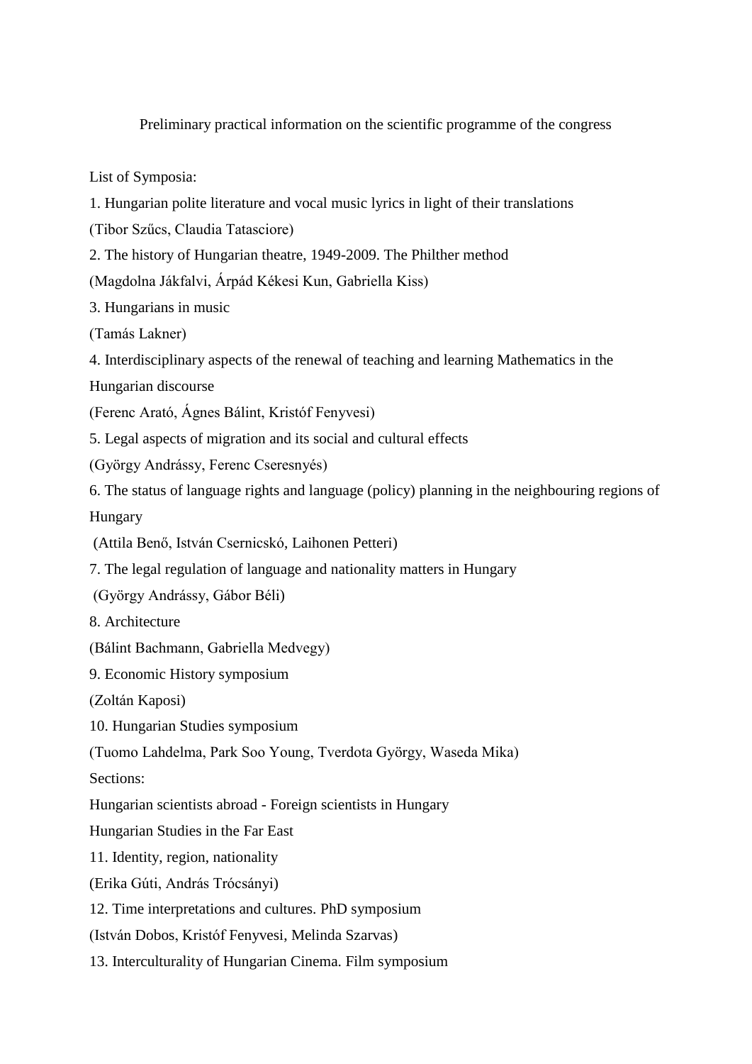Preliminary practical information on the scientific programme of the congress

List of Symposia:

1. Hungarian polite literature and vocal music lyrics in light of their translations
(Tibor Szűcs, Claudia Tatasciore)
2. The history of Hungarian theatre, 1949-2009. The Philther method
(Magdolna Jákfalvi, Árpád Kékesi Kun, Gabriella Kiss)
3. Hungarians in music
(Tamás Lakner)
4. Interdisciplinary aspects of the renewal of teaching and learning Mathematics in the Hungarian discourse
(Ferenc Arató, Ágnes Bálint, Kristóf Fenyvesi)
5. Legal aspects of migration and its social and cultural effects
(György Andrássy, Ferenc Cseresnyés)
6. The status of language rights and language (policy) planning in the neighbouring regions of Hungary
(Attila Benő, István Csernicskó, Laihonen Petteri)
7. The legal regulation of language and nationality matters in Hungary
(György Andrássy, Gábor Béli)
8. Architecture
(Bálint Bachmann, Gabriella Medvegy)
9. Economic History symposium
(Zoltán Kaposi)
10. Hungarian Studies symposium
(Tuomo Lahdelma, Park Soo Young, Tverdota György, Waseda Mika)
Sections:
Hungarian scientists abroad - Foreign scientists in Hungary
Hungarian Studies in the Far East
11. Identity, region, nationality
(Erika Gúti, András Trócsányi)
12. Time interpretations and cultures. PhD symposium
(István Dobos, Kristóf Fenyvesi, Melinda Szarvas)
13. Interculturality of Hungarian Cinema. Film symposium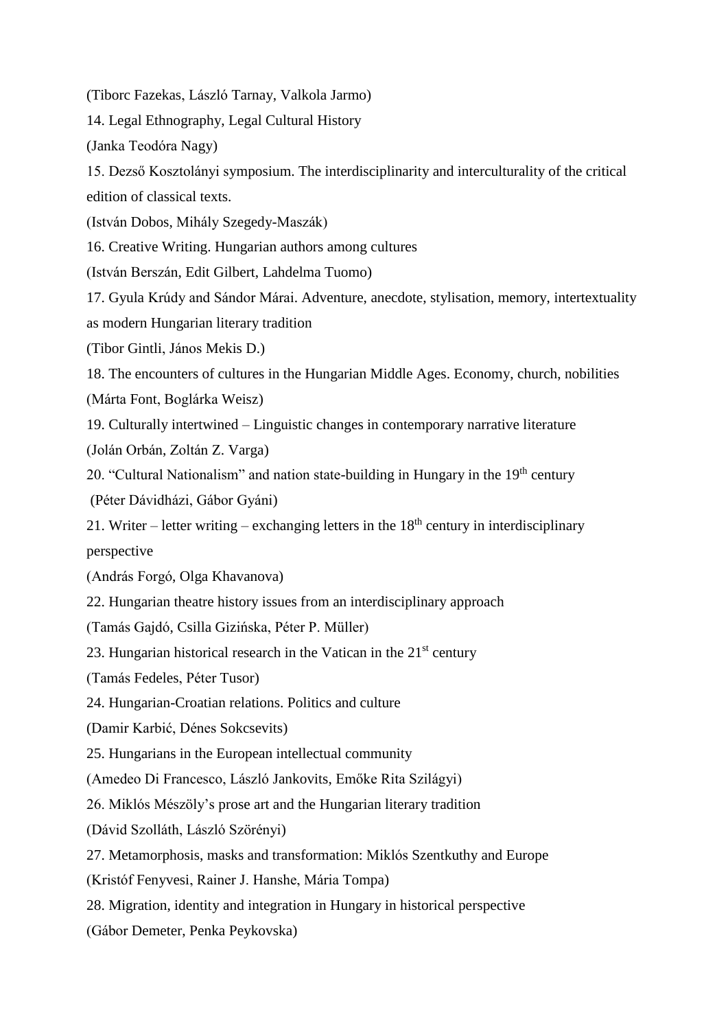(Tiborc Fazekas, László Tarnay, Valkola Jarmo)

14. Legal Ethnography, Legal Cultural History

(Janka Teodóra Nagy)

15. Dezső Kosztolányi symposium. The interdisciplinarity and interculturality of the critical edition of classical texts.

(István Dobos, Mihály Szegedy-Maszák)

16. Creative Writing. Hungarian authors among cultures

(István Berszán, Edit Gilbert, Lahdelma Tuomo)

17. Gyula Krúdy and Sándor Márai. Adventure, anecdote, stylisation, memory, intertextuality as modern Hungarian literary tradition

(Tibor Gintli, János Mekis D.)

18. The encounters of cultures in the Hungarian Middle Ages. Economy, church, nobilities

(Márta Font, Boglárka Weisz)

19. Culturally intertwined – Linguistic changes in contemporary narrative literature

(Jolán Orbán, Zoltán Z. Varga)

20. “Cultural Nationalism” and nation state-building in Hungary in the 19th century

(Péter Dávidházi, Gábor Gyáni)

21. Writer – letter writing – exchanging letters in the 18th century in interdisciplinary perspective

(András Forgó, Olga Khavanova)

22. Hungarian theatre history issues from an interdisciplinary approach

(Tamás Gajdó, Csilla Gizińska, Péter P. Müller)

23. Hungarian historical research in the Vatican in the 21st century

(Tamás Fedeles, Péter Tusor)

24. Hungarian-Croatian relations. Politics and culture

(Damir Karbić, Dénes Sokcsevits)

25. Hungarians in the European intellectual community

(Amedeo Di Francesco, László Jankovits, Emőke Rita Szilágyi)

26. Miklós Mészöly’s prose art and the Hungarian literary tradition

(Dávid Szolláth, László Szörényi)

27. Metamorphosis, masks and transformation: Miklós Szentkuthy and Europe

(Kristóf Fenyvesi, Rainer J. Hanshe, Mária Tompa)

28. Migration, identity and integration in Hungary in historical perspective

(Gábor Demeter, Penka Peykovska)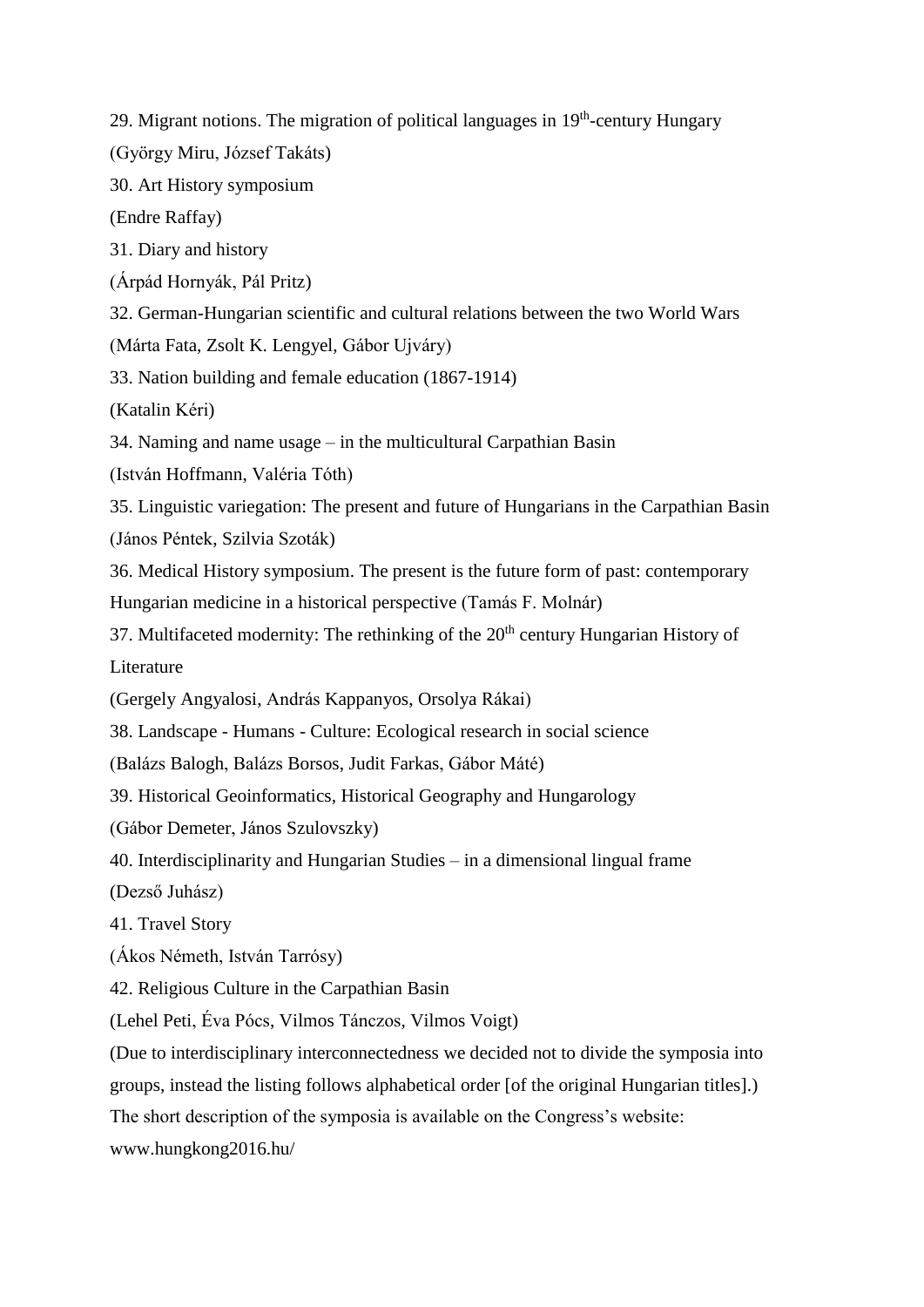29. Migrant notions. The migration of political languages in 19th-century Hungary
(György Miru, József Takáts)

30. Art History symposium
(Endre Raffay)

31. Diary and history
(Árpád Hornyák, Pál Pritz)

32. German-Hungarian scientific and cultural relations between the two World Wars
(Márta Fata, Zsolt K. Lengyel, Gábor Ujváry)

33. Nation building and female education (1867-1914)
(Katalin Kéri)

34. Naming and name usage – in the multicultural Carpathian Basin
(István Hoffmann, Valéria Tóth)

35. Linguistic variegation: The present and future of Hungarians in the Carpathian Basin
(János Péntek, Szilvia Szoták)

36. Medical History symposium. The present is the future form of past: contemporary Hungarian medicine in a historical perspective (Tamás F. Molnár)

37. Multifaceted modernity: The rethinking of the 20th century Hungarian History of Literature
(Gergely Angyalosi, András Kappanyos, Orsolya Rákai)

38. Landscape - Humans - Culture: Ecological research in social science
(Balázs Balogh, Balázs Borsos, Judit Farkas, Gábor Máté)

39. Historical Geoinformatics, Historical Geography and Hungarology
(Gábor Demeter, János Szulovszky)

40. Interdisciplinarity and Hungarian Studies – in a dimensional lingual frame
(Dezső Juhász)

41. Travel Story
(Ákos Németh, István Tarrósy)

42. Religious Culture in the Carpathian Basin
(Lehel Peti, Éva Pócs, Vilmos Tánczos, Vilmos Voigt)

(Due to interdisciplinary interconnectedness we decided not to divide the symposia into groups, instead the listing follows alphabetical order [of the original Hungarian titles].)

The short description of the symposia is available on the Congress's website: www.hungkong2016.hu/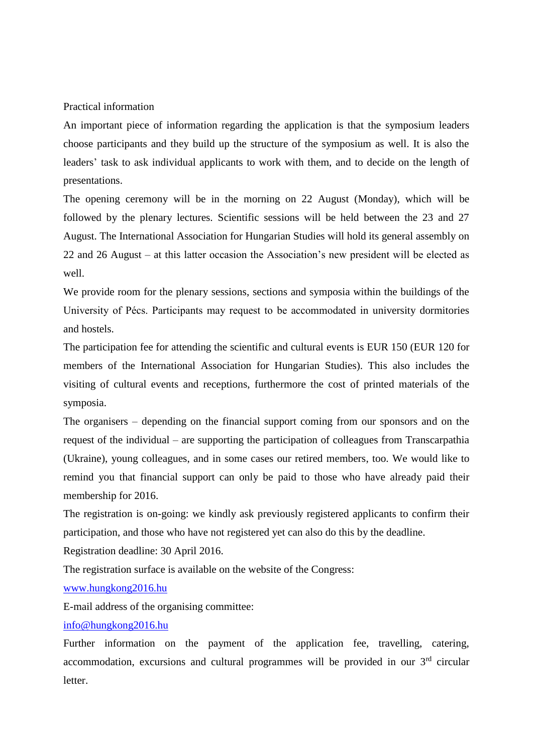## Practical information

An important piece of information regarding the application is that the symposium leaders choose participants and they build up the structure of the symposium as well. It is also the leaders' task to ask individual applicants to work with them, and to decide on the length of presentations.

The opening ceremony will be in the morning on 22 August (Monday), which will be followed by the plenary lectures. Scientific sessions will be held between the 23 and 27 August. The International Association for Hungarian Studies will hold its general assembly on 22 and 26 August – at this latter occasion the Association's new president will be elected as well.

We provide room for the plenary sessions, sections and symposia within the buildings of the University of Pécs. Participants may request to be accommodated in university dormitories and hostels.

The participation fee for attending the scientific and cultural events is EUR 150 (EUR 120 for members of the International Association for Hungarian Studies). This also includes the visiting of cultural events and receptions, furthermore the cost of printed materials of the symposia.

The organisers – depending on the financial support coming from our sponsors and on the request of the individual – are supporting the participation of colleagues from Transcarpathia (Ukraine), young colleagues, and in some cases our retired members, too. We would like to remind you that financial support can only be paid to those who have already paid their membership for 2016.

The registration is on-going: we kindly ask previously registered applicants to confirm their participation, and those who have not registered yet can also do this by the deadline.

Registration deadline: 30 April 2016.

The registration surface is available on the website of the Congress:

[www.hungkong2016.hu](http://www.hungkong2016.hu)

E-mail address of the organising committee:

[info@hungkong2016.hu](mailto:info@hungkong2016.hu)

Further information on the payment of the application fee, travelling, catering, accommodation, excursions and cultural programmes will be provided in our 3rd circular letter.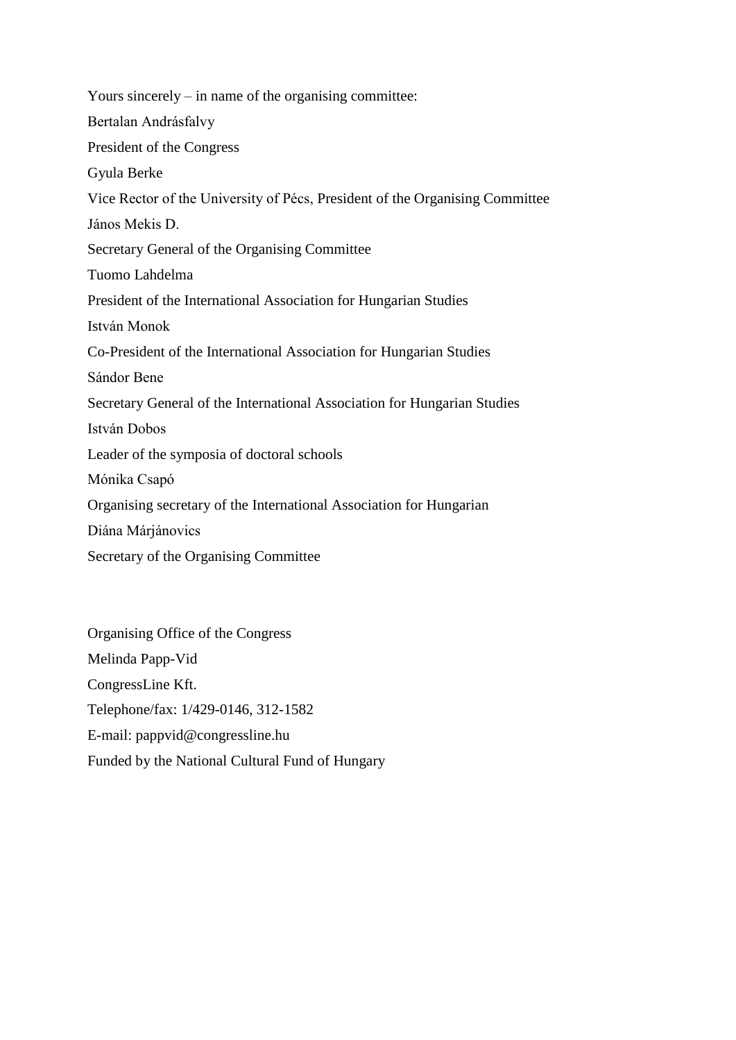Yours sincerely – in name of the organising committee:

Bertalan Andrásfalvy

President of the Congress

Gyula Berke

Vice Rector of the University of Pécs, President of the Organising Committee

János Mekis D.

Secretary General of the Organising Committee

Tuomo Lahdelma

President of the International Association for Hungarian Studies

István Monok

Co-President of the International Association for Hungarian Studies

Sándor Bene

Secretary General of the International Association for Hungarian Studies

István Dobos

Leader of the symposia of doctoral schools

Mónika Csapó

Organising secretary of the International Association for Hungarian

Diána Márjánovics

Secretary of the Organising Committee

Organising Office of the Congress

Melinda Papp-Vid

CongressLine Kft.

Telephone/fax: 1/429-0146, 312-1582

E-mail: pappvid@congressline.hu

Funded by the National Cultural Fund of Hungary